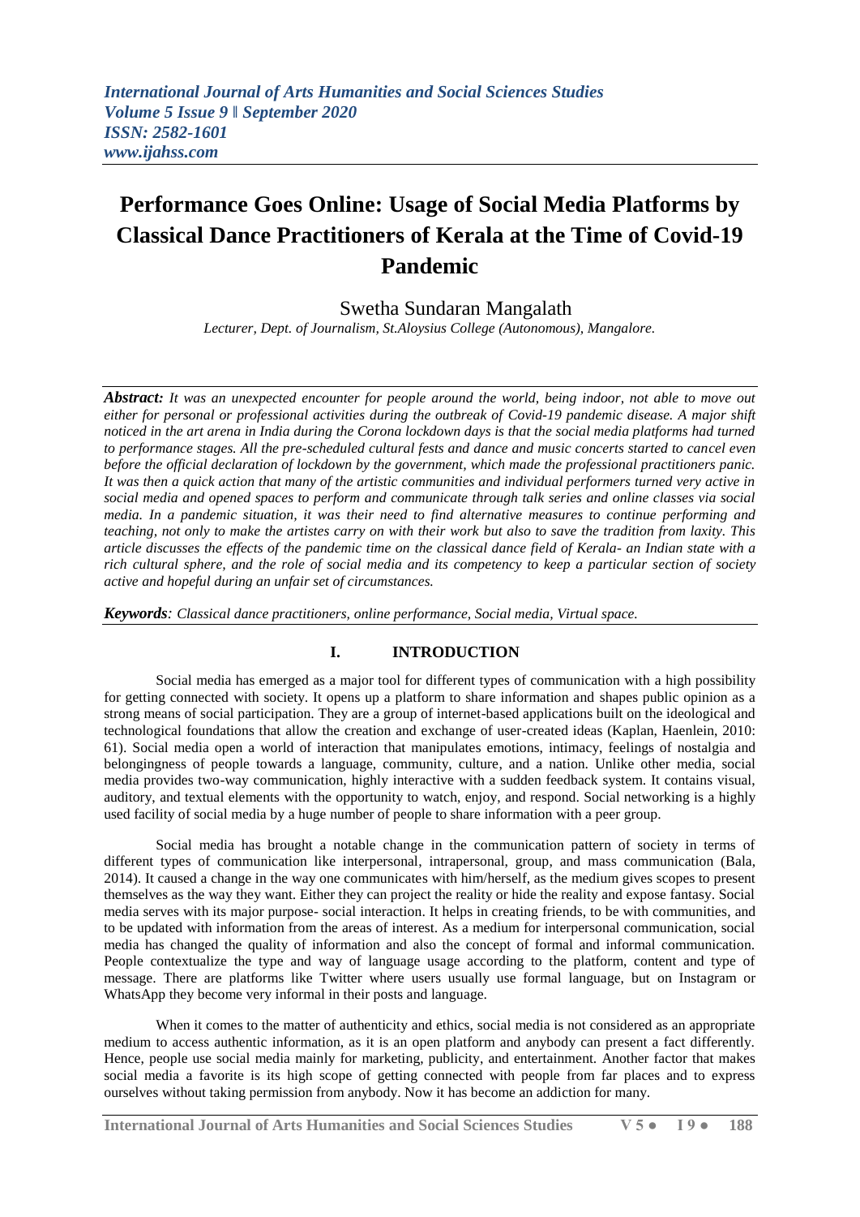# Performance Goes Online: Usage of Social Media Platforms by Classical Dance Practitioners of Kerala at the Time of Covid-19 Pandemic

Swetha Sundaran Mangalath

*Lecturer, Dept. of Journalism, St.Aloysius College (Autonomous), Mangalore.*

***Abstract:*** *It was an unexpected encounter for people around the world, being indoor, not able to move out either for personal or professional activities during the outbreak of Covid-19 pandemic disease. A major shift noticed in the art arena in India during the Corona lockdown days is that the social media platforms had turned to performance stages. All the pre-scheduled cultural fests and dance and music concerts started to cancel even before the official declaration of lockdown by the government, which made the professional practitioners panic. It was then a quick action that many of the artistic communities and individual performers turned very active in social media and opened spaces to perform and communicate through talk series and online classes via social media. In a pandemic situation, it was their need to find alternative measures to continue performing and teaching, not only to make the artistes carry on with their work but also to save the tradition from laxity. This article discusses the effects of the pandemic time on the classical dance field of Kerala- an Indian state with a rich cultural sphere, and the role of social media and its competency to keep a particular section of society active and hopeful during an unfair set of circumstances.*

***Keywords****: Classical dance practitioners, online performance, Social media, Virtual space.*

## I. INTRODUCTION

Social media has emerged as a major tool for different types of communication with a high possibility for getting connected with society. It opens up a platform to share information and shapes public opinion as a strong means of social participation. They are a group of internet-based applications built on the ideological and technological foundations that allow the creation and exchange of user-created ideas (Kaplan, Haenlein, 2010: 61). Social media open a world of interaction that manipulates emotions, intimacy, feelings of nostalgia and belongingness of people towards a language, community, culture, and a nation. Unlike other media, social media provides two-way communication, highly interactive with a sudden feedback system. It contains visual, auditory, and textual elements with the opportunity to watch, enjoy, and respond. Social networking is a highly used facility of social media by a huge number of people to share information with a peer group.

Social media has brought a notable change in the communication pattern of society in terms of different types of communication like interpersonal, intrapersonal, group, and mass communication (Bala, 2014). It caused a change in the way one communicates with him/herself, as the medium gives scopes to present themselves as the way they want. Either they can project the reality or hide the reality and expose fantasy. Social media serves with its major purpose- social interaction. It helps in creating friends, to be with communities, and to be updated with information from the areas of interest. As a medium for interpersonal communication, social media has changed the quality of information and also the concept of formal and informal communication. People contextualize the type and way of language usage according to the platform, content and type of message. There are platforms like Twitter where users usually use formal language, but on Instagram or WhatsApp they become very informal in their posts and language.

When it comes to the matter of authenticity and ethics, social media is not considered as an appropriate medium to access authentic information, as it is an open platform and anybody can present a fact differently. Hence, people use social media mainly for marketing, publicity, and entertainment. Another factor that makes social media a favorite is its high scope of getting connected with people from far places and to express ourselves without taking permission from anybody. Now it has become an addiction for many.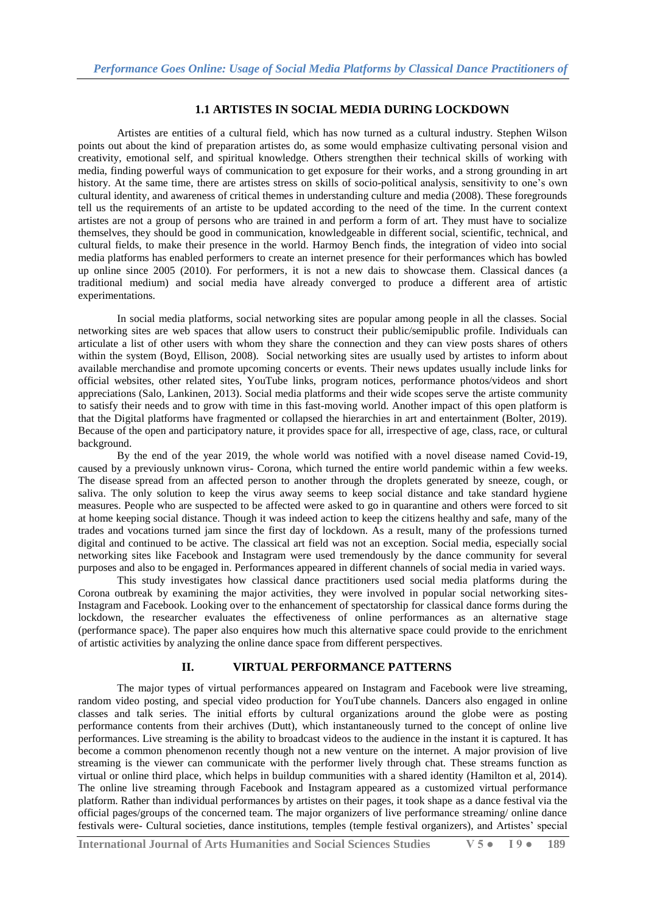## 1.1 ARTISTES IN SOCIAL MEDIA DURING LOCKDOWN

Artistes are entities of a cultural field, which has now turned as a cultural industry. Stephen Wilson points out about the kind of preparation artistes do, as some would emphasize cultivating personal vision and creativity, emotional self, and spiritual knowledge. Others strengthen their technical skills of working with media, finding powerful ways of communication to get exposure for their works, and a strong grounding in art history. At the same time, there are artistes stress on skills of socio-political analysis, sensitivity to one's own cultural identity, and awareness of critical themes in understanding culture and media (2008). These foregrounds tell us the requirements of an artiste to be updated according to the need of the time. In the current context artistes are not a group of persons who are trained in and perform a form of art. They must have to socialize themselves, they should be good in communication, knowledgeable in different social, scientific, technical, and cultural fields, to make their presence in the world. Harmoy Bench finds, the integration of video into social media platforms has enabled performers to create an internet presence for their performances which has bowled up online since 2005 (2010). For performers, it is not a new dais to showcase them. Classical dances (a traditional medium) and social media have already converged to produce a different area of artistic experimentations.

In social media platforms, social networking sites are popular among people in all the classes. Social networking sites are web spaces that allow users to construct their public/semipublic profile. Individuals can articulate a list of other users with whom they share the connection and they can view posts shares of others within the system (Boyd, Ellison, 2008). Social networking sites are usually used by artistes to inform about available merchandise and promote upcoming concerts or events. Their news updates usually include links for official websites, other related sites, YouTube links, program notices, performance photos/videos and short appreciations (Salo, Lankinen, 2013). Social media platforms and their wide scopes serve the artiste community to satisfy their needs and to grow with time in this fast-moving world. Another impact of this open platform is that the Digital platforms have fragmented or collapsed the hierarchies in art and entertainment (Bolter, 2019). Because of the open and participatory nature, it provides space for all, irrespective of age, class, race, or cultural background.

By the end of the year 2019, the whole world was notified with a novel disease named Covid-19, caused by a previously unknown virus- Corona, which turned the entire world pandemic within a few weeks. The disease spread from an affected person to another through the droplets generated by sneeze, cough, or saliva. The only solution to keep the virus away seems to keep social distance and take standard hygiene measures. People who are suspected to be affected were asked to go in quarantine and others were forced to sit at home keeping social distance. Though it was indeed action to keep the citizens healthy and safe, many of the trades and vocations turned jam since the first day of lockdown. As a result, many of the professions turned digital and continued to be active. The classical art field was not an exception. Social media, especially social networking sites like Facebook and Instagram were used tremendously by the dance community for several purposes and also to be engaged in. Performances appeared in different channels of social media in varied ways.

This study investigates how classical dance practitioners used social media platforms during the Corona outbreak by examining the major activities, they were involved in popular social networking sites- Instagram and Facebook. Looking over to the enhancement of spectatorship for classical dance forms during the lockdown, the researcher evaluates the effectiveness of online performances as an alternative stage (performance space). The paper also enquires how much this alternative space could provide to the enrichment of artistic activities by analyzing the online dance space from different perspectives.

## II. VIRTUAL PERFORMANCE PATTERNS

The major types of virtual performances appeared on Instagram and Facebook were live streaming, random video posting, and special video production for YouTube channels. Dancers also engaged in online classes and talk series. The initial efforts by cultural organizations around the globe were as posting performance contents from their archives (Dutt), which instantaneously turned to the concept of online live performances. Live streaming is the ability to broadcast videos to the audience in the instant it is captured. It has become a common phenomenon recently though not a new venture on the internet. A major provision of live streaming is the viewer can communicate with the performer lively through chat. These streams function as virtual or online third place, which helps in buildup communities with a shared identity (Hamilton et al, 2014). The online live streaming through Facebook and Instagram appeared as a customized virtual performance platform. Rather than individual performances by artistes on their pages, it took shape as a dance festival via the official pages/groups of the concerned team. The major organizers of live performance streaming/ online dance festivals were- Cultural societies, dance institutions, temples (temple festival organizers), and Artistes' special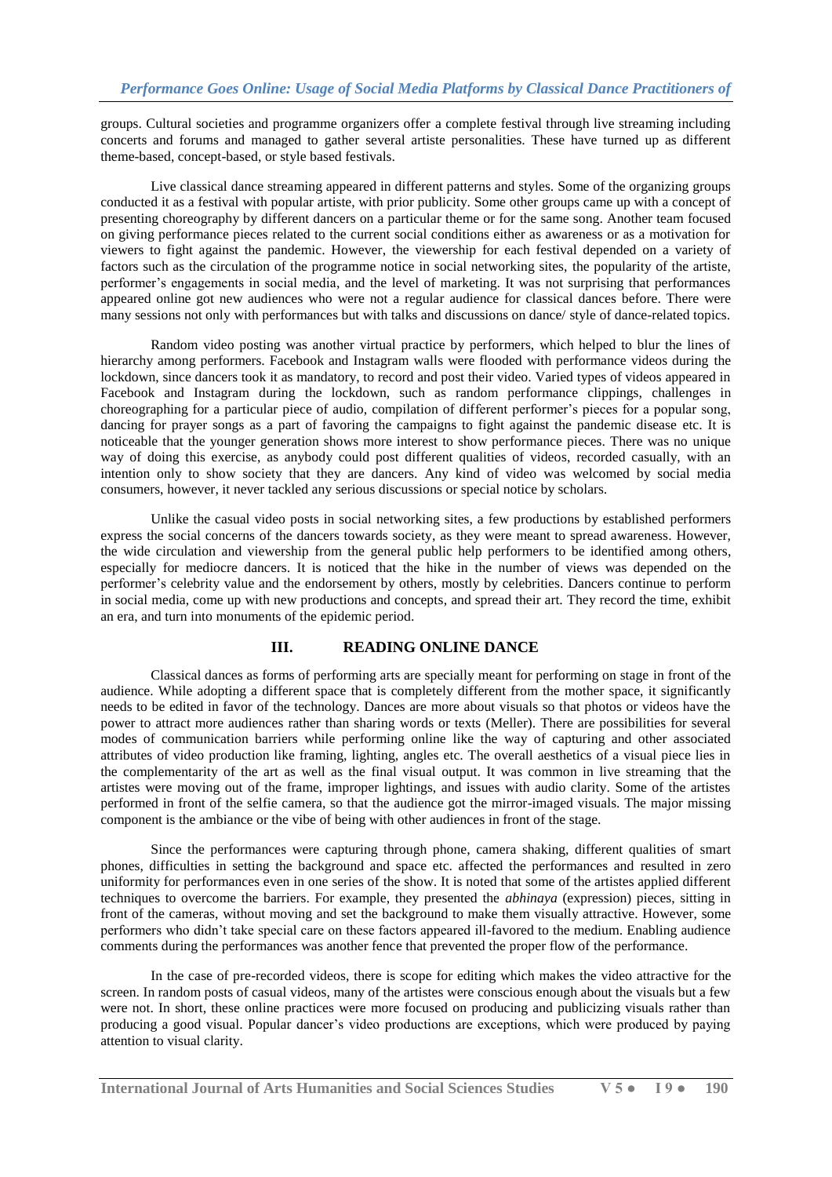groups. Cultural societies and programme organizers offer a complete festival through live streaming including concerts and forums and managed to gather several artiste personalities. These have turned up as different theme-based, concept-based, or style based festivals.

Live classical dance streaming appeared in different patterns and styles. Some of the organizing groups conducted it as a festival with popular artiste, with prior publicity. Some other groups came up with a concept of presenting choreography by different dancers on a particular theme or for the same song. Another team focused on giving performance pieces related to the current social conditions either as awareness or as a motivation for viewers to fight against the pandemic. However, the viewership for each festival depended on a variety of factors such as the circulation of the programme notice in social networking sites, the popularity of the artiste, performer's engagements in social media, and the level of marketing. It was not surprising that performances appeared online got new audiences who were not a regular audience for classical dances before. There were many sessions not only with performances but with talks and discussions on dance/ style of dance-related topics.

Random video posting was another virtual practice by performers, which helped to blur the lines of hierarchy among performers. Facebook and Instagram walls were flooded with performance videos during the lockdown, since dancers took it as mandatory, to record and post their video. Varied types of videos appeared in Facebook and Instagram during the lockdown, such as random performance clippings, challenges in choreographing for a particular piece of audio, compilation of different performer's pieces for a popular song, dancing for prayer songs as a part of favoring the campaigns to fight against the pandemic disease etc. It is noticeable that the younger generation shows more interest to show performance pieces. There was no unique way of doing this exercise, as anybody could post different qualities of videos, recorded casually, with an intention only to show society that they are dancers. Any kind of video was welcomed by social media consumers, however, it never tackled any serious discussions or special notice by scholars.

Unlike the casual video posts in social networking sites, a few productions by established performers express the social concerns of the dancers towards society, as they were meant to spread awareness. However, the wide circulation and viewership from the general public help performers to be identified among others, especially for mediocre dancers. It is noticed that the hike in the number of views was depended on the performer's celebrity value and the endorsement by others, mostly by celebrities. Dancers continue to perform in social media, come up with new productions and concepts, and spread their art. They record the time, exhibit an era, and turn into monuments of the epidemic period.

## III. READING ONLINE DANCE

Classical dances as forms of performing arts are specially meant for performing on stage in front of the audience. While adopting a different space that is completely different from the mother space, it significantly needs to be edited in favor of the technology. Dances are more about visuals so that photos or videos have the power to attract more audiences rather than sharing words or texts (Meller). There are possibilities for several modes of communication barriers while performing online like the way of capturing and other associated attributes of video production like framing, lighting, angles etc. The overall aesthetics of a visual piece lies in the complementarity of the art as well as the final visual output. It was common in live streaming that the artistes were moving out of the frame, improper lightings, and issues with audio clarity. Some of the artistes performed in front of the selfie camera, so that the audience got the mirror-imaged visuals. The major missing component is the ambiance or the vibe of being with other audiences in front of the stage.

Since the performances were capturing through phone, camera shaking, different qualities of smart phones, difficulties in setting the background and space etc. affected the performances and resulted in zero uniformity for performances even in one series of the show. It is noted that some of the artistes applied different techniques to overcome the barriers. For example, they presented the *abhinaya* (expression) pieces, sitting in front of the cameras, without moving and set the background to make them visually attractive. However, some performers who didn't take special care on these factors appeared ill-favored to the medium. Enabling audience comments during the performances was another fence that prevented the proper flow of the performance.

In the case of pre-recorded videos, there is scope for editing which makes the video attractive for the screen. In random posts of casual videos, many of the artistes were conscious enough about the visuals but a few were not. In short, these online practices were more focused on producing and publicizing visuals rather than producing a good visual. Popular dancer's video productions are exceptions, which were produced by paying attention to visual clarity.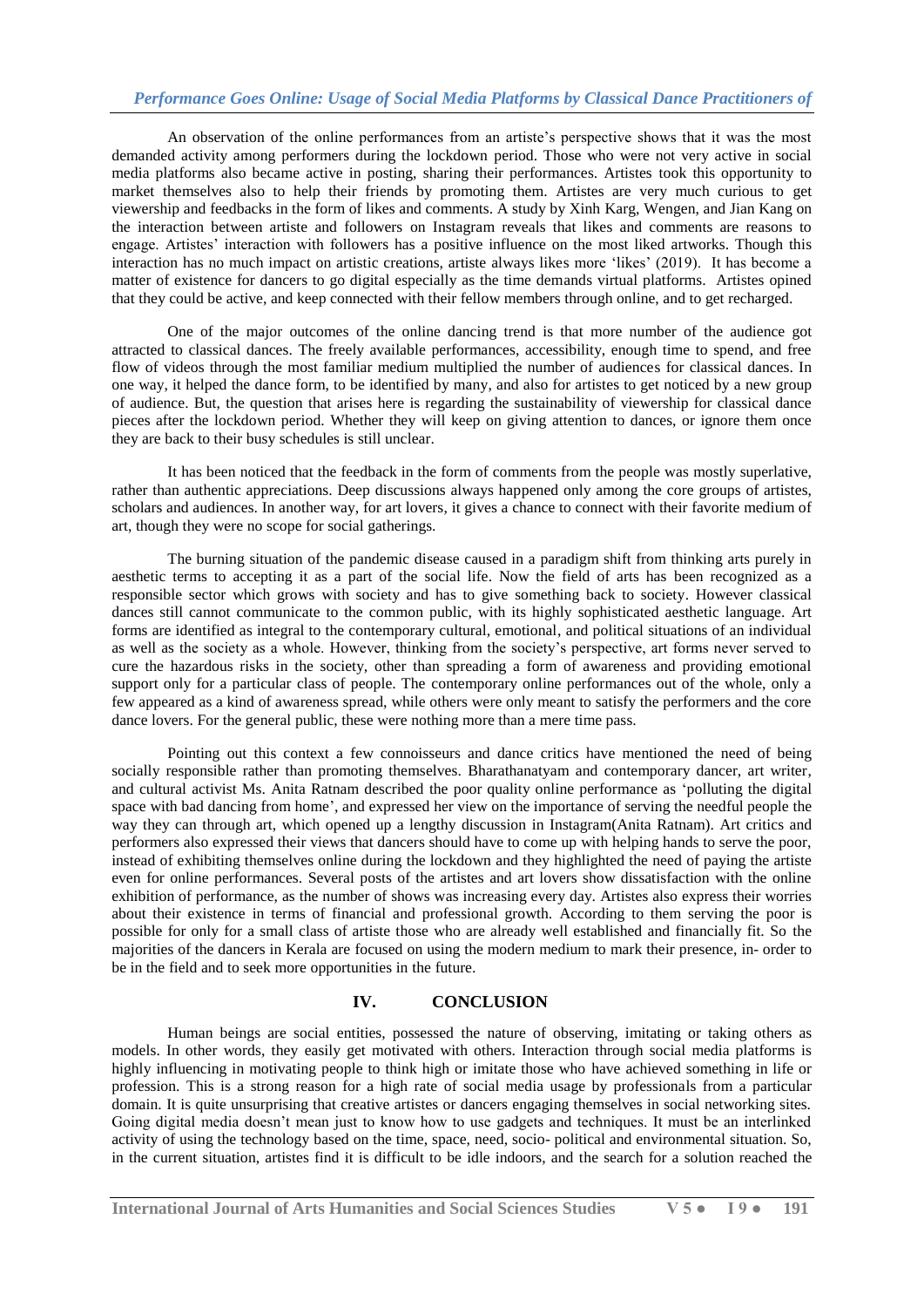An observation of the online performances from an artiste's perspective shows that it was the most demanded activity among performers during the lockdown period. Those who were not very active in social media platforms also became active in posting, sharing their performances. Artistes took this opportunity to market themselves also to help their friends by promoting them. Artistes are very much curious to get viewership and feedbacks in the form of likes and comments. A study by Xinh Karg, Wengen, and Jian Kang on the interaction between artiste and followers on Instagram reveals that likes and comments are reasons to engage. Artistes' interaction with followers has a positive influence on the most liked artworks. Though this interaction has no much impact on artistic creations, artiste always likes more 'likes' (2019). It has become a matter of existence for dancers to go digital especially as the time demands virtual platforms. Artistes opined that they could be active, and keep connected with their fellow members through online, and to get recharged.

One of the major outcomes of the online dancing trend is that more number of the audience got attracted to classical dances. The freely available performances, accessibility, enough time to spend, and free flow of videos through the most familiar medium multiplied the number of audiences for classical dances. In one way, it helped the dance form, to be identified by many, and also for artistes to get noticed by a new group of audience. But, the question that arises here is regarding the sustainability of viewership for classical dance pieces after the lockdown period. Whether they will keep on giving attention to dances, or ignore them once they are back to their busy schedules is still unclear.

It has been noticed that the feedback in the form of comments from the people was mostly superlative, rather than authentic appreciations. Deep discussions always happened only among the core groups of artistes, scholars and audiences. In another way, for art lovers, it gives a chance to connect with their favorite medium of art, though they were no scope for social gatherings.

The burning situation of the pandemic disease caused in a paradigm shift from thinking arts purely in aesthetic terms to accepting it as a part of the social life. Now the field of arts has been recognized as a responsible sector which grows with society and has to give something back to society. However classical dances still cannot communicate to the common public, with its highly sophisticated aesthetic language. Art forms are identified as integral to the contemporary cultural, emotional, and political situations of an individual as well as the society as a whole. However, thinking from the society's perspective, art forms never served to cure the hazardous risks in the society, other than spreading a form of awareness and providing emotional support only for a particular class of people. The contemporary online performances out of the whole, only a few appeared as a kind of awareness spread, while others were only meant to satisfy the performers and the core dance lovers. For the general public, these were nothing more than a mere time pass.

Pointing out this context a few connoisseurs and dance critics have mentioned the need of being socially responsible rather than promoting themselves. Bharathanatyam and contemporary dancer, art writer, and cultural activist Ms. Anita Ratnam described the poor quality online performance as 'polluting the digital space with bad dancing from home', and expressed her view on the importance of serving the needful people the way they can through art, which opened up a lengthy discussion in Instagram(Anita Ratnam). Art critics and performers also expressed their views that dancers should have to come up with helping hands to serve the poor, instead of exhibiting themselves online during the lockdown and they highlighted the need of paying the artiste even for online performances. Several posts of the artistes and art lovers show dissatisfaction with the online exhibition of performance, as the number of shows was increasing every day. Artistes also express their worries about their existence in terms of financial and professional growth. According to them serving the poor is possible for only for a small class of artiste those who are already well established and financially fit. So the majorities of the dancers in Kerala are focused on using the modern medium to mark their presence, in- order to be in the field and to seek more opportunities in the future.

## IV. CONCLUSION

Human beings are social entities, possessed the nature of observing, imitating or taking others as models. In other words, they easily get motivated with others. Interaction through social media platforms is highly influencing in motivating people to think high or imitate those who have achieved something in life or profession. This is a strong reason for a high rate of social media usage by professionals from a particular domain. It is quite unsurprising that creative artistes or dancers engaging themselves in social networking sites. Going digital media doesn't mean just to know how to use gadgets and techniques. It must be an interlinked activity of using the technology based on the time, space, need, socio- political and environmental situation. So, in the current situation, artistes find it is difficult to be idle indoors, and the search for a solution reached the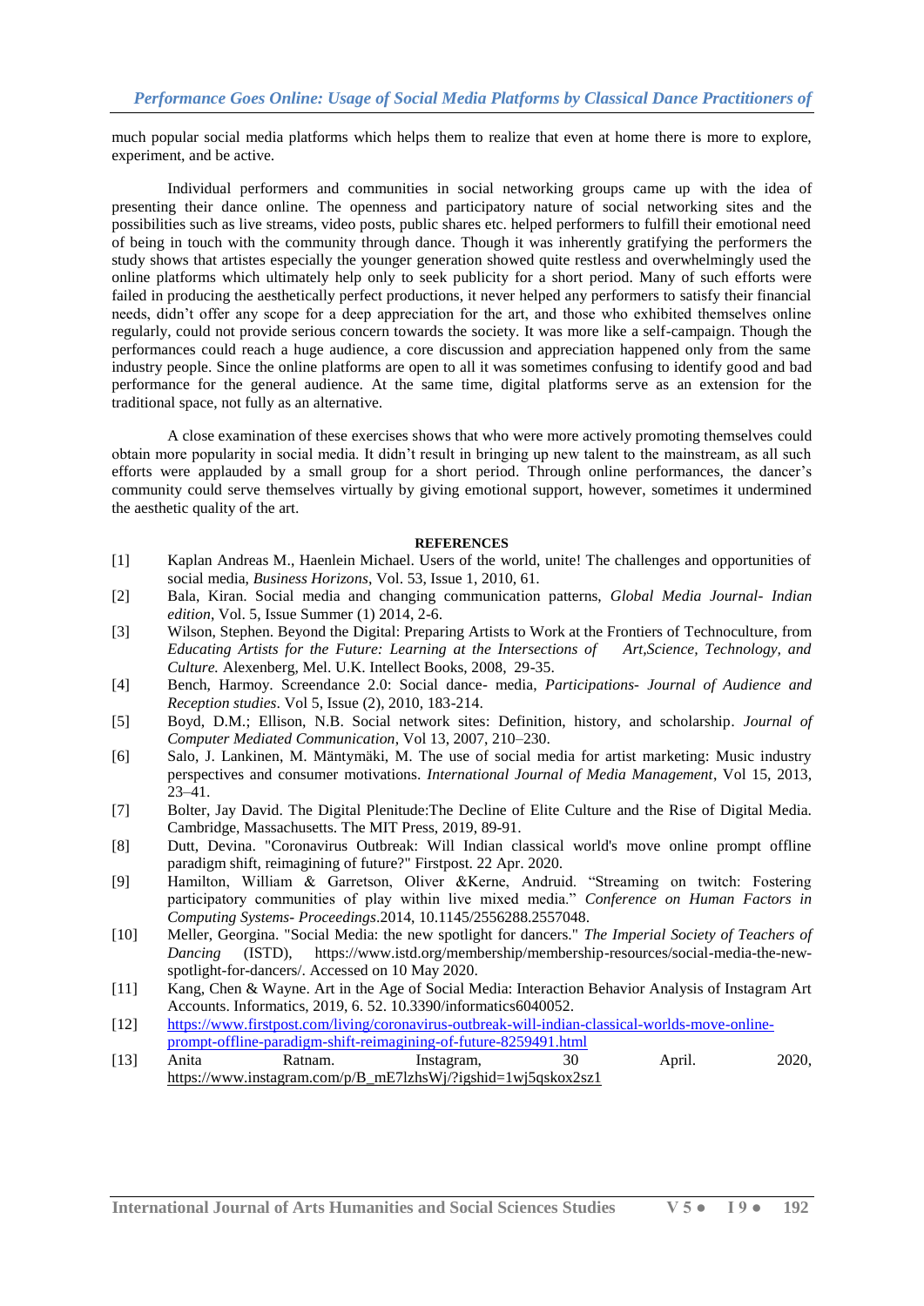much popular social media platforms which helps them to realize that even at home there is more to explore, experiment, and be active.

Individual performers and communities in social networking groups came up with the idea of presenting their dance online. The openness and participatory nature of social networking sites and the possibilities such as live streams, video posts, public shares etc. helped performers to fulfill their emotional need of being in touch with the community through dance. Though it was inherently gratifying the performers the study shows that artistes especially the younger generation showed quite restless and overwhelmingly used the online platforms which ultimately help only to seek publicity for a short period. Many of such efforts were failed in producing the aesthetically perfect productions, it never helped any performers to satisfy their financial needs, didn't offer any scope for a deep appreciation for the art, and those who exhibited themselves online regularly, could not provide serious concern towards the society. It was more like a self-campaign. Though the performances could reach a huge audience, a core discussion and appreciation happened only from the same industry people. Since the online platforms are open to all it was sometimes confusing to identify good and bad performance for the general audience. At the same time, digital platforms serve as an extension for the traditional space, not fully as an alternative.

A close examination of these exercises shows that who were more actively promoting themselves could obtain more popularity in social media. It didn't result in bringing up new talent to the mainstream, as all such efforts were applauded by a small group for a short period. Through online performances, the dancer's community could serve themselves virtually by giving emotional support, however, sometimes it undermined the aesthetic quality of the art.

## REFERENCES

[1] Kaplan Andreas M., Haenlein Michael. Users of the world, unite! The challenges and opportunities of social media, *Business Horizons*, Vol. 53, Issue 1, 2010, 61.

[2] Bala, Kiran. Social media and changing communication patterns, *Global Media Journal- Indian edition*, Vol. 5, Issue Summer (1) 2014, 2-6.

[3] Wilson, Stephen. Beyond the Digital: Preparing Artists to Work at the Frontiers of Technoculture, from *Educating Artists for the Future: Learning at the Intersections of Art,Science, Technology, and Culture.* Alexenberg, Mel. U.K. Intellect Books, 2008, 29-35.

[4] Bench, Harmoy. Screendance 2.0: Social dance- media, *Participations- Journal of Audience and Reception studies*. Vol 5, Issue (2), 2010, 183-214.

[5] Boyd, D.M.; Ellison, N.B. Social network sites: Definition, history, and scholarship. *Journal of Computer Mediated Communication*, Vol 13, 2007, 210–230.

[6] Salo, J. Lankinen, M. Mäntymäki, M. The use of social media for artist marketing: Music industry perspectives and consumer motivations. *International Journal of Media Management*, Vol 15, 2013, 23–41.

[7] Bolter, Jay David. The Digital Plenitude:The Decline of Elite Culture and the Rise of Digital Media. Cambridge, Massachusetts. The MIT Press, 2019, 89-91.

[8] Dutt, Devina. "Coronavirus Outbreak: Will Indian classical world's move online prompt offline paradigm shift, reimagining of future?" Firstpost. 22 Apr. 2020.

[9] Hamilton, William & Garretson, Oliver &Kerne, Andruid. "Streaming on twitch: Fostering participatory communities of play within live mixed media." *Conference on Human Factors in Computing Systems- Proceedings*.2014, 10.1145/2556288.2557048.

[10] Meller, Georgina. "Social Media: the new spotlight for dancers." *The Imperial Society of Teachers of Dancing* (ISTD), https://www.istd.org/membership/membership-resources/social-media-the-new-spotlight-for-dancers/. Accessed on 10 May 2020.

[11] Kang, Chen & Wayne. Art in the Age of Social Media: Interaction Behavior Analysis of Instagram Art Accounts. Informatics, 2019, 6. 52. 10.3390/informatics6040052.

[12] https://www.firstpost.com/living/coronavirus-outbreak-will-indian-classical-worlds-move-online-prompt-offline-paradigm-shift-reimagining-of-future-8259491.html

[13] Anita Ratnam. Instagram, 30 April. 2020, https://www.instagram.com/p/B_mE7lzhsWj/?igshid=1wj5qskox2sz1